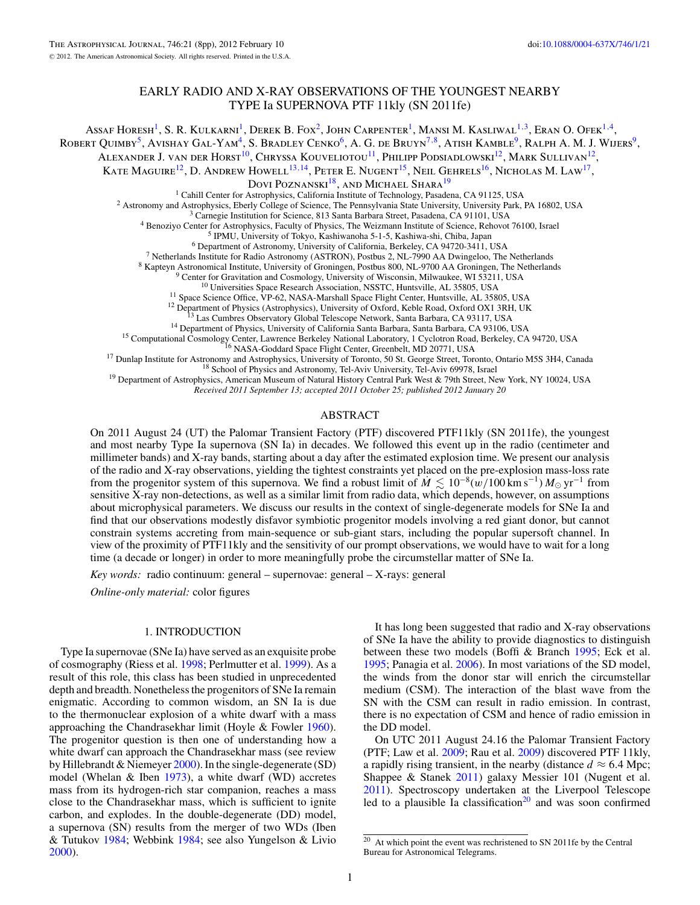# EARLY RADIO AND X-RAY OBSERVATIONS OF THE YOUNGEST NEARBY TYPE Ia SUPERNOVA PTF 11kly (SN 2011fe)

Assaf Horesh[1], S. R. Kulkarni[1], Derek B. Fox[2], John Carpenter[1], Mansi M. Kasliwal[1,3], Eran O. Ofek[1,4], Robert Quimby[5], Avishay Gal-Yam[4], S. Bradley Cenko[6], A. G. de Bruyn[7,8], Atish Kamble[9], Ralph A. M. J. Wijers[9], Alexander J. van der Horst[10], Chryssa Kouveliotou[11], Philipp Podsiadlowski[12], Mark Sullivan[12], Kate Maguire[12], D. Andrew Howell[13,14], Peter E. Nugent[15], Neil Gehrels[16], Nicholas M. Law[17], Dovi Poznanski[18], and Michael Shara[19]

[1] Cahill Center for Astrophysics, California Institute of Technology, Pasadena, CA 91125, USA
[2] Astronomy and Astrophysics, Eberly College of Science, The Pennsylvania State University, University Park, PA 16802, USA
[3] Carnegie Institution for Science, 813 Santa Barbara Street, Pasadena, CA 91101, USA
[4] Benoziyo Center for Astrophysics, Faculty of Physics, The Weizmann Institute of Science, Rehovot 76100, Israel
[5] IPMU, University of Tokyo, Kashiwanoha 5-1-5, Kashiwa-shi, Chiba, Japan
[6] Department of Astronomy, University of California, Berkeley, CA 94720-3411, USA
[7] Netherlands Institute for Radio Astronomy (ASTRON), Postbus 2, NL-7990 AA Dwingeloo, The Netherlands
[8] Kapteyn Astronomical Institute, University of Groningen, Postbus 800, NL-9700 AA Groningen, The Netherlands
[9] Center for Gravitation and Cosmology, University of Wisconsin, Milwaukee, WI 53211, USA
[10] Universities Space Research Association, NSSTC, Huntsville, AL 35805, USA
[11] Space Science Office, VP-62, NASA-Marshall Space Flight Center, Huntsville, AL 35805, USA
[12] Department of Physics (Astrophysics), University of Oxford, Keble Road, Oxford OX1 3RH, UK
[13] Las Cumbres Observatory Global Telescope Network, Santa Barbara, CA 93117, USA
[14] Department of Physics, University of California Santa Barbara, Santa Barbara, CA 93106, USA
[15] Computational Cosmology Center, Lawrence Berkeley National Laboratory, 1 Cyclotron Road, Berkeley, CA 94720, USA
[16] NASA-Goddard Space Flight Center, Greenbelt, MD 20771, USA
[17] Dunlap Institute for Astronomy and Astrophysics, University of Toronto, 50 St. George Street, Toronto, Ontario M5S 3H4, Canada
[18] School of Physics and Astronomy, Tel-Aviv University, Tel-Aviv 69978, Israel
[19] Department of Astrophysics, American Museum of Natural History Central Park West & 79th Street, New York, NY 10024, USA

*Received 2011 September 13; accepted 2011 October 25; published 2012 January 20*

## ABSTRACT

On 2011 August 24 (UT) the Palomar Transient Factory (PTF) discovered PTF11kly (SN 2011fe), the youngest and most nearby Type Ia supernova (SN Ia) in decades. We followed this event up in the radio (centimeter and millimeter bands) and X-ray bands, starting about a day after the estimated explosion time. We present our analysis of the radio and X-ray observations, yielding the tightest constraints yet placed on the pre-explosion mass-loss rate from the progenitor system of this supernova. We find a robust limit of $\dot{M} \lesssim 10^{-8}(w/100\,\mathrm{km\,s^{-1}})\,M_{\odot}\,\mathrm{yr}^{-1}$ from sensitive X-ray non-detections, as well as a similar limit from radio data, which depends, however, on assumptions about microphysical parameters. We discuss our results in the context of single-degenerate models for SNe Ia and find that our observations modestly disfavor symbiotic progenitor models involving a red giant donor, but cannot constrain systems accreting from main-sequence or sub-giant stars, including the popular supersoft channel. In view of the proximity of PTF11kly and the sensitivity of our prompt observations, we would have to wait for a long time (a decade or longer) in order to more meaningfully probe the circumstellar matter of SNe Ia.

*Key words:* radio continuum: general – supernovae: general – X-rays: general

*Online-only material:* color figures

## 1. INTRODUCTION

Type Ia supernovae (SNe Ia) have served as an exquisite probe of cosmography (Riess et al. 1998; Perlmutter et al. 1999). As a result of this role, this class has been studied in unprecedented depth and breadth. Nonetheless the progenitors of SNe Ia remain enigmatic. According to common wisdom, an SN Ia is due to the thermonuclear explosion of a white dwarf with a mass approaching the Chandrasekhar limit (Hoyle & Fowler 1960). The progenitor question is then one of understanding how a white dwarf can approach the Chandrasekhar mass (see review by Hillebrandt & Niemeyer 2000). In the single-degenerate (SD) model (Whelan & Iben 1973), a white dwarf (WD) accretes mass from its hydrogen-rich star companion, reaches a mass close to the Chandrasekhar mass, which is sufficient to ignite carbon, and explodes. In the double-degenerate (DD) model, a supernova (SN) results from the merger of two WDs (Iben & Tutukov 1984; Webbink 1984; see also Yungelson & Livio 2000).

It has long been suggested that radio and X-ray observations of SNe Ia have the ability to provide diagnostics to distinguish between these two models (Boffi & Branch 1995; Eck et al. 1995; Panagia et al. 2006). In most variations of the SD model, the winds from the donor star will enrich the circumstellar medium (CSM). The interaction of the blast wave from the SN with the CSM can result in radio emission. In contrast, there is no expectation of CSM and hence of radio emission in the DD model.

On UTC 2011 August 24.16 the Palomar Transient Factory (PTF; Law et al. 2009; Rau et al. 2009) discovered PTF 11kly, a rapidly rising transient, in the nearby (distance $d \approx 6.4$ Mpc; Shappee & Stanek 2011) galaxy Messier 101 (Nugent et al. 2011). Spectroscopy undertaken at the Liverpool Telescope led to a plausible Ia classification[20] and was soon confirmed

[20] At which point the event was rechristened to SN 2011fe by the Central Bureau for Astronomical Telegrams.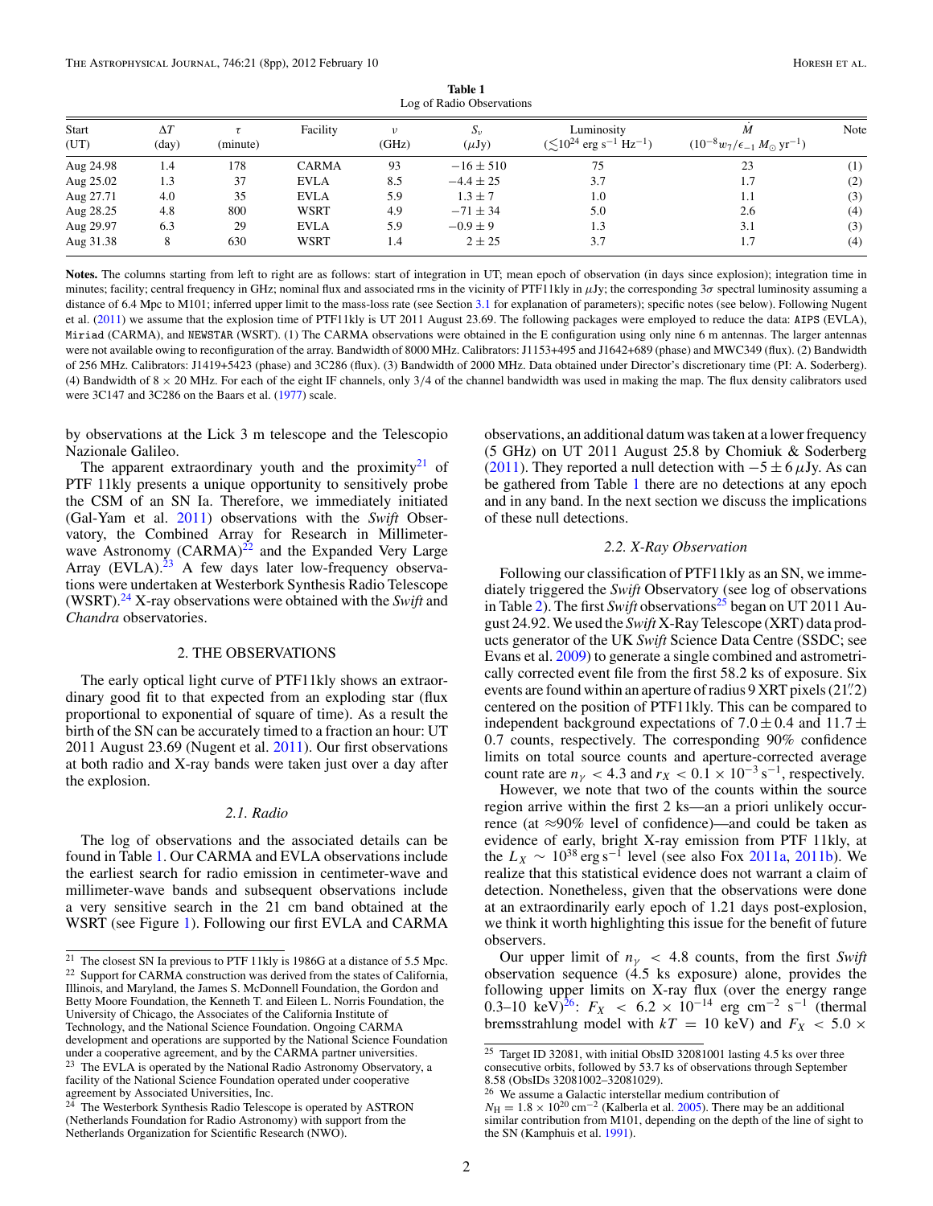**Table 1**
Log of Radio Observations

| Start (UT) | $\Delta T$ (day) | $\tau$ (minute) | Facility | $\nu$ (GHz) | $S_\nu$ ($\mu$Jy) | Luminosity ($\lesssim 10^{24}$ erg s$^{-1}$ Hz$^{-1}$) | $\dot{M}$ ($10^{-8} w_7/\epsilon_{-1}\, M_\odot$ yr$^{-1}$) | Note |
|---|---|---|---|---|---|---|---|---|
| Aug 24.98 | 1.4 | 178 | CARMA | 93 | $-16 \pm 510$ | 75 | 23 | (1) |
| Aug 25.02 | 1.3 | 37 | EVLA | 8.5 | $-4.4 \pm 25$ | 3.7 | 1.7 | (2) |
| Aug 27.71 | 4.0 | 35 | EVLA | 5.9 | $1.3 \pm 7$ | 1.0 | 1.1 | (3) |
| Aug 28.25 | 4.8 | 800 | WSRT | 4.9 | $-71 \pm 34$ | 5.0 | 2.6 | (4) |
| Aug 29.97 | 6.3 | 29 | EVLA | 5.9 | $-0.9 \pm 9$ | 1.3 | 3.1 | (3) |
| Aug 31.38 | 8 | 630 | WSRT | 1.4 | $2 \pm 25$ | 3.7 | 1.7 | (4) |

**Notes.** The columns starting from left to right are as follows: start of integration in UT; mean epoch of observation (in days since explosion); integration time in minutes; facility; central frequency in GHz; nominal flux and associated rms in the vicinity of PTF11kly in $\mu$Jy; the corresponding $3\sigma$ spectral luminosity assuming a distance of 6.4 Mpc to M101; inferred upper limit to the mass-loss rate (see Section 3.1 for explanation of parameters); specific notes (see below). Following Nugent et al. (2011) we assume that the explosion time of PTF11kly is UT 2011 August 23.69. The following packages were employed to reduce the data: AIPS (EVLA), Miriad (CARMA), and NEWSTAR (WSRT). (1) The CARMA observations were obtained in the E configuration using only nine 6 m antennas. The larger antennas were not available owing to reconfiguration of the array. Bandwidth of 8000 MHz. Calibrators: J1153+495 and J1642+689 (phase) and MWC349 (flux). (2) Bandwidth of 256 MHz. Calibrators: J1419+5423 (phase) and 3C286 (flux). (3) Bandwidth of 2000 MHz. Data obtained under Director's discretionary time (PI: A. Soderberg). (4) Bandwidth of $8 \times 20$ MHz. For each of the eight IF channels, only 3/4 of the channel bandwidth was used in making the map. The flux density calibrators used were 3C147 and 3C286 on the Baars et al. (1977) scale.

by observations at the Lick 3 m telescope and the Telescopio Nazionale Galileo.

The apparent extraordinary youth and the proximity[21] of PTF 11kly presents a unique opportunity to sensitively probe the CSM of an SN Ia. Therefore, we immediately initiated (Gal-Yam et al. 2011) observations with the *Swift* Observatory, the Combined Array for Research in Millimeter-wave Astronomy (CARMA)[22] and the Expanded Very Large Array (EVLA).[23] A few days later low-frequency observations were undertaken at Westerbork Synthesis Radio Telescope (WSRT).[24] X-ray observations were obtained with the *Swift* and *Chandra* observatories.

## 2. THE OBSERVATIONS

The early optical light curve of PTF11kly shows an extraordinary good fit to that expected from an exploding star (flux proportional to exponential of square of time). As a result the birth of the SN can be accurately timed to a fraction an hour: UT 2011 August 23.69 (Nugent et al. 2011). Our first observations at both radio and X-ray bands were taken just over a day after the explosion.

### 2.1. Radio

The log of observations and the associated details can be found in Table 1. Our CARMA and EVLA observations include the earliest search for radio emission in centimeter-wave and millimeter-wave bands and subsequent observations include a very sensitive search in the 21 cm band obtained at the WSRT (see Figure 1). Following our first EVLA and CARMA observations, an additional datum was taken at a lower frequency (5 GHz) on UT 2011 August 25.8 by Chomiuk & Soderberg (2011). They reported a null detection with $-5 \pm 6\,\mu$Jy. As can be gathered from Table 1 there are no detections at any epoch and in any band. In the next section we discuss the implications of these null detections.

### 2.2. X-Ray Observation

Following our classification of PTF11kly as an SN, we immediately triggered the *Swift* Observatory (see log of observations in Table 2). The first *Swift* observations[25] began on UT 2011 August 24.92. We used the *Swift* X-Ray Telescope (XRT) data products generator of the UK *Swift* Science Data Centre (SSDC; see Evans et al. 2009) to generate a single combined and astrometrically corrected event file from the first 58.2 ks of exposure. Six events are found within an aperture of radius 9 XRT pixels (21.″2) centered on the position of PTF11kly. This can be compared to independent background expectations of $7.0 \pm 0.4$ and $11.7 \pm 0.7$ counts, respectively. The corresponding 90% confidence limits on total source counts and aperture-corrected average count rate are $n_\gamma < 4.3$ and $r_X < 0.1 \times 10^{-3}\,\mathrm{s}^{-1}$, respectively.

However, we note that two of the counts within the source region arrive within the first 2 ks—an a priori unlikely occurrence (at ≈90% level of confidence)—and could be taken as evidence of early, bright X-ray emission from PTF 11kly, at the $L_X \sim 10^{38}\,\mathrm{erg\,s^{-1}}$ level (see also Fox 2011a, 2011b). We realize that this statistical evidence does not warrant a claim of detection. Nonetheless, given that the observations were done at an extraordinarily early epoch of 1.21 days post-explosion, we think it worth highlighting this issue for the benefit of future observers.

Our upper limit of $n_\gamma < 4.8$ counts, from the first *Swift* observation sequence (4.5 ks exposure) alone, provides the following upper limits on X-ray flux (over the energy range 0.3–10 keV)[26]: $F_X < 6.2 \times 10^{-14}$ erg cm$^{-2}$ s$^{-1}$ (thermal bremsstrahlung model with $kT = 10$ keV) and $F_X < 5.0 \times$

---

[21] The closest SN Ia previous to PTF 11kly is 1986G at a distance of 5.5 Mpc.

[22] Support for CARMA construction was derived from the states of California, Illinois, and Maryland, the James S. McDonnell Foundation, the Gordon and Betty Moore Foundation, the Kenneth T. and Eileen L. Norris Foundation, the University of Chicago, the Associates of the California Institute of Technology, and the National Science Foundation. Ongoing CARMA development and operations are supported by the National Science Foundation under a cooperative agreement, and by the CARMA partner universities.

[23] The EVLA is operated by the National Radio Astronomy Observatory, a facility of the National Science Foundation operated under cooperative agreement by Associated Universities, Inc.

[24] The Westerbork Synthesis Radio Telescope is operated by ASTRON (Netherlands Foundation for Radio Astronomy) with support from the Netherlands Organization for Scientific Research (NWO).

[25] Target ID 32081, with initial ObsID 32081001 lasting 4.5 ks over three consecutive orbits, followed by 53.7 ks of observations through September 8.58 (ObsIDs 32081002–32081029).

[26] We assume a Galactic interstellar medium contribution of $N_\mathrm{H} = 1.8 \times 10^{20}$ cm$^{-2}$ (Kalberla et al. 2005). There may be an additional similar contribution from M101, depending on the depth of the line of sight to the SN (Kamphuis et al. 1991).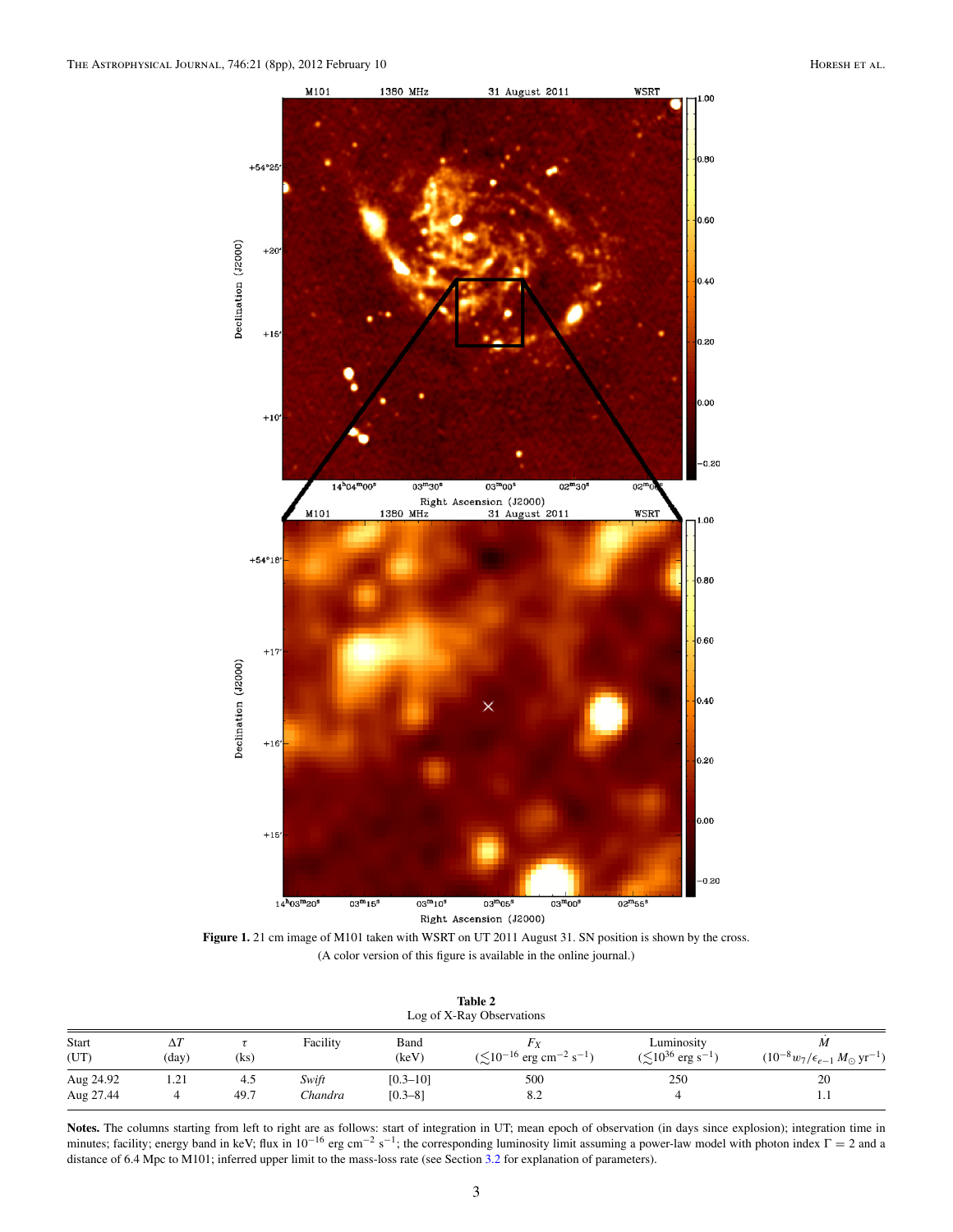**Figure 1.** 21 cm image of M101 taken with WSRT on UT 2011 August 31. SN position is shown by the cross.
(A color version of this figure is available in the online journal.)

**Table 2**
Log of X-Ray Observations

| Start (UT) | $\Delta T$ (day) | $\tau$ (ks) | Facility | Band (keV) | $F_X$ ($\lesssim 10^{-16}$ erg cm$^{-2}$ s$^{-1}$) | Luminosity ($\lesssim 10^{36}$ erg s$^{-1}$) | $\dot{M}$ ($10^{-8} w_7/\epsilon_{e-1}$ $M_\odot$ yr$^{-1}$) |
|---|---|---|---|---|---|---|---|
| Aug 24.92 | 1.21 | 4.5 | *Swift* | [0.3–10] | 500 | 250 | 20 |
| Aug 27.44 | 4 | 49.7 | *Chandra* | [0.3–8] | 8.2 | 4 | 1.1 |

**Notes.** The columns starting from left to right are as follows: start of integration in UT; mean epoch of observation (in days since explosion); integration time in minutes; facility; energy band in keV; flux in $10^{-16}$ erg cm$^{-2}$ s$^{-1}$; the corresponding luminosity limit assuming a power-law model with photon index $\Gamma = 2$ and a distance of 6.4 Mpc to M101; inferred upper limit to the mass-loss rate (see Section 3.2 for explanation of parameters).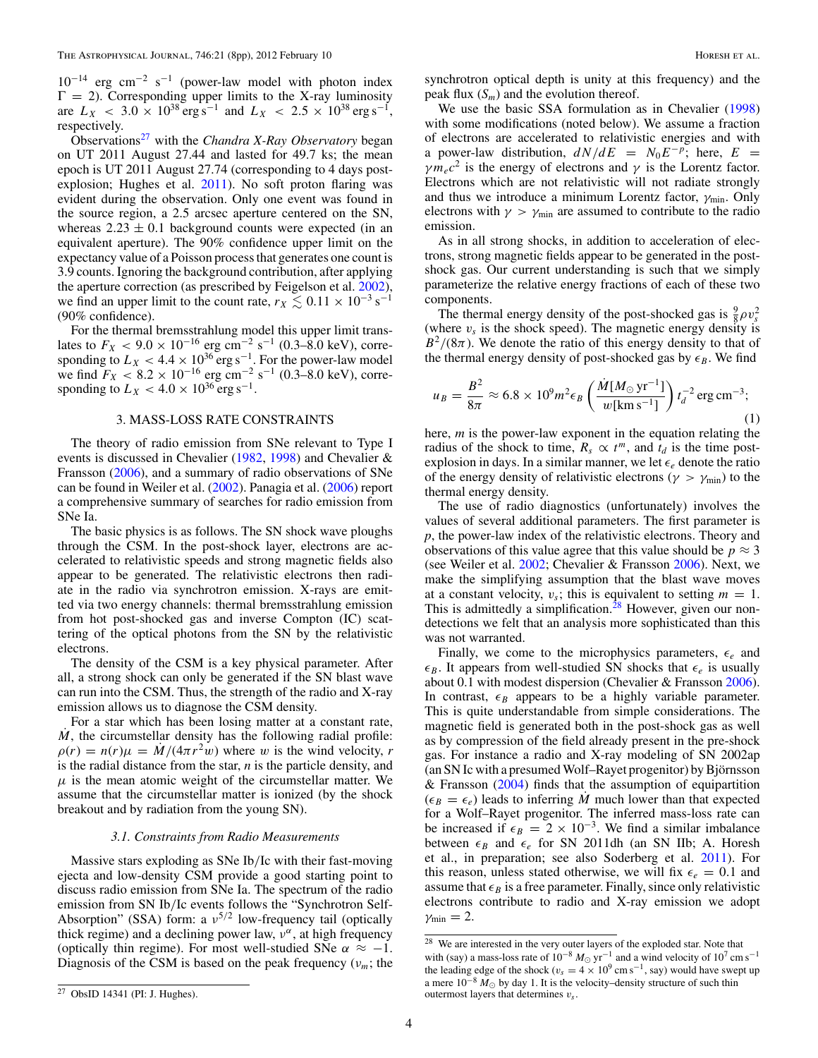$10^{-14}$ erg cm$^{-2}$ s$^{-1}$ (power-law model with photon index $\Gamma = 2$). Corresponding upper limits to the X-ray luminosity are $L_X < 3.0 \times 10^{38}$ erg s$^{-1}$ and $L_X < 2.5 \times 10^{38}$ erg s$^{-1}$, respectively.

Observations[27] with the *Chandra X-Ray Observatory* began on UT 2011 August 27.44 and lasted for 49.7 ks; the mean epoch is UT 2011 August 27.74 (corresponding to 4 days post-explosion; Hughes et al. 2011). No soft proton flaring was evident during the observation. Only one event was found in the source region, a 2.5 arcsec aperture centered on the SN, whereas $2.23 \pm 0.1$ background counts were expected (in an equivalent aperture). The 90% confidence upper limit on the expectancy value of a Poisson process that generates one count is 3.9 counts. Ignoring the background contribution, after applying the aperture correction (as prescribed by Feigelson et al. 2002), we find an upper limit to the count rate, $r_X \lesssim 0.11 \times 10^{-3}$ s$^{-1}$ (90% confidence).

For the thermal bremsstrahlung model this upper limit translates to $F_X < 9.0 \times 10^{-16}$ erg cm$^{-2}$ s$^{-1}$ (0.3–8.0 keV), corresponding to $L_X < 4.4 \times 10^{36}$ erg s$^{-1}$. For the power-law model we find $F_X < 8.2 \times 10^{-16}$ erg cm$^{-2}$ s$^{-1}$ (0.3–8.0 keV), corresponding to $L_X < 4.0 \times 10^{36}$ erg s$^{-1}$.

## 3. MASS-LOSS RATE CONSTRAINTS

The theory of radio emission from SNe relevant to Type I events is discussed in Chevalier (1982, 1998) and Chevalier & Fransson (2006), and a summary of radio observations of SNe can be found in Weiler et al. (2002). Panagia et al. (2006) report a comprehensive summary of searches for radio emission from SNe Ia.

The basic physics is as follows. The SN shock wave ploughs through the CSM. In the post-shock layer, electrons are accelerated to relativistic speeds and strong magnetic fields also appear to be generated. The relativistic electrons then radiate in the radio via synchrotron emission. X-rays are emitted via two energy channels: thermal bremsstrahlung emission from hot post-shocked gas and inverse Compton (IC) scattering of the optical photons from the SN by the relativistic electrons.

The density of the CSM is a key physical parameter. After all, a strong shock can only be generated if the SN blast wave can run into the CSM. Thus, the strength of the radio and X-ray emission allows us to diagnose the CSM density.

For a star which has been losing matter at a constant rate, $\dot{M}$, the circumstellar density has the following radial profile: $\rho(r) = n(r)\mu = \dot{M}/(4\pi r^2 w)$ where $w$ is the wind velocity, $r$ is the radial distance from the star, $n$ is the particle density, and $\mu$ is the mean atomic weight of the circumstellar matter. We assume that the circumstellar matter is ionized (by the shock breakout and by radiation from the young SN).

### *3.1. Constraints from Radio Measurements*

Massive stars exploding as SNe Ib/Ic with their fast-moving ejecta and low-density CSM provide a good starting point to discuss radio emission from SNe Ia. The spectrum of the radio emission from SN Ib/Ic events follows the "Synchrotron Self-Absorption" (SSA) form: a $\nu^{5/2}$ low-frequency tail (optically thick regime) and a declining power law, $\nu^{\alpha}$, at high frequency (optically thin regime). For most well-studied SNe $\alpha \approx -1$. Diagnosis of the CSM is based on the peak frequency ($\nu_m$; the synchrotron optical depth is unity at this frequency) and the peak flux ($S_m$) and the evolution thereof.

We use the basic SSA formulation as in Chevalier (1998) with some modifications (noted below). We assume a fraction of electrons are accelerated to relativistic energies and with a power-law distribution, $dN/dE = N_0 E^{-p}$; here, $E = \gamma m_e c^2$ is the energy of electrons and $\gamma$ is the Lorentz factor. Electrons which are not relativistic will not radiate strongly and thus we introduce a minimum Lorentz factor, $\gamma_{\rm min}$. Only electrons with $\gamma > \gamma_{\rm min}$ are assumed to contribute to the radio emission.

As in all strong shocks, in addition to acceleration of electrons, strong magnetic fields appear to be generated in the post-shock gas. Our current understanding is such that we simply parameterize the relative energy fractions of each of these two components.

The thermal energy density of the post-shocked gas is $\frac{9}{8}\rho v_s^2$ (where $v_s$ is the shock speed). The magnetic energy density is $B^2/(8\pi)$. We denote the ratio of this energy density to that of the thermal energy density of post-shocked gas by $\epsilon_B$. We find

$$u_B = \frac{B^2}{8\pi} \approx 6.8 \times 10^9 m^2 \epsilon_B \left(\frac{\dot{M}[M_\odot\,{\rm yr}^{-1}]}{w[{\rm km\,s}^{-1}]}\right) t_d^{-2}\,{\rm erg\,cm}^{-3}; \tag{1}$$

here, $m$ is the power-law exponent in the equation relating the radius of the shock to time, $R_s \propto t^m$, and $t_d$ is the time post-explosion in days. In a similar manner, we let $\epsilon_e$ denote the ratio of the energy density of relativistic electrons ($\gamma > \gamma_{\rm min}$) to the thermal energy density.

The use of radio diagnostics (unfortunately) involves the values of several additional parameters. The first parameter is $p$, the power-law index of the relativistic electrons. Theory and observations of this value agree that this value should be $p \approx 3$ (see Weiler et al. 2002; Chevalier & Fransson 2006). Next, we make the simplifying assumption that the blast wave moves at a constant velocity, $v_s$; this is equivalent to setting $m = 1$. This is admittedly a simplification.[28] However, given our non-detections we felt that an analysis more sophisticated than this was not warranted.

Finally, we come to the microphysics parameters, $\epsilon_e$ and $\epsilon_B$. It appears from well-studied SN shocks that $\epsilon_e$ is usually about 0.1 with modest dispersion (Chevalier & Fransson 2006). In contrast, $\epsilon_B$ appears to be a highly variable parameter. This is quite understandable from simple considerations. The magnetic field is generated both in the post-shock gas as well as by compression of the field already present in the pre-shock gas. For instance a radio and X-ray modeling of SN 2002ap (an SN Ic with a presumed Wolf–Rayet progenitor) by Björnsson & Fransson (2004) finds that the assumption of equipartition ($\epsilon_B = \epsilon_e$) leads to inferring $\dot{M}$ much lower than that expected for a Wolf–Rayet progenitor. The inferred mass-loss rate can be increased if $\epsilon_B = 2 \times 10^{-3}$. We find a similar imbalance between $\epsilon_B$ and $\epsilon_e$ for SN 2011dh (an SN IIb; A. Horesh et al., in preparation; see also Soderberg et al. 2011). For this reason, unless stated otherwise, we will fix $\epsilon_e = 0.1$ and assume that $\epsilon_B$ is a free parameter. Finally, since only relativistic electrons contribute to radio and X-ray emission we adopt $\gamma_{\rm min} = 2$.

---

[27] ObsID 14341 (PI: J. Hughes).

[28] We are interested in the very outer layers of the exploded star. Note that with (say) a mass-loss rate of $10^{-8}\,M_\odot$ yr$^{-1}$ and a wind velocity of $10^7$ cm s$^{-1}$ the leading edge of the shock ($v_s = 4 \times 10^9$ cm s$^{-1}$, say) would have swept up a mere $10^{-8}\,M_\odot$ by day 1. It is the velocity–density structure of such thin outermost layers that determines $v_s$.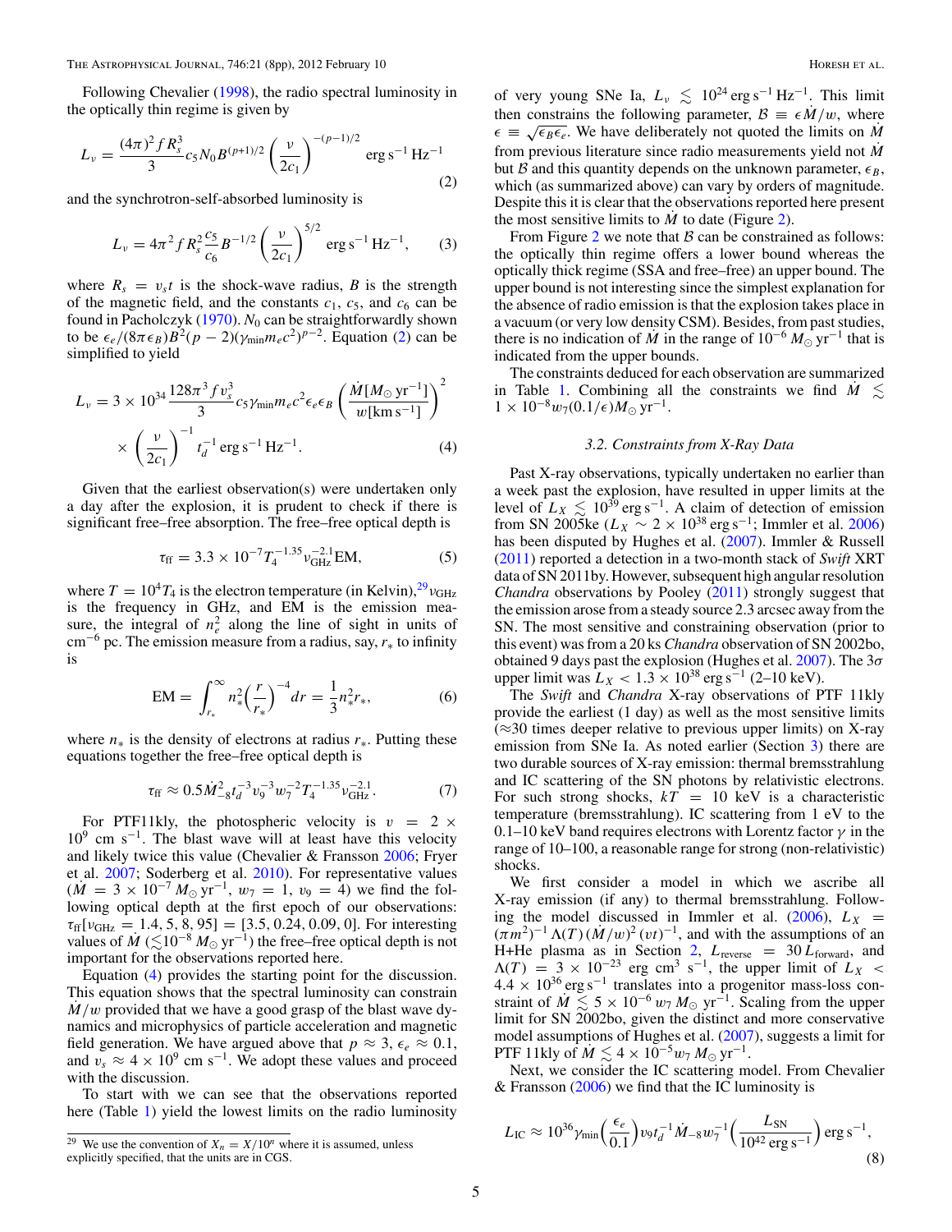Following Chevalier (1998), the radio spectral luminosity in the optically thin regime is given by

$$L_\nu = \frac{(4\pi)^2 f R_s^3}{3} c_5 N_0 B^{(p+1)/2} \left(\frac{\nu}{2c_1}\right)^{-(p-1)/2} \text{ erg s}^{-1}\,\text{Hz}^{-1} \quad (2)$$

and the synchrotron-self-absorbed luminosity is

$$L_\nu = 4\pi^2 f R_s^2 \frac{c_5}{c_6} B^{-1/2} \left(\frac{\nu}{2c_1}\right)^{5/2} \text{ erg s}^{-1}\,\text{Hz}^{-1}, \quad (3)$$

where $R_s = v_s t$ is the shock-wave radius, $B$ is the strength of the magnetic field, and the constants $c_1$, $c_5$, and $c_6$ can be found in Pacholczyk (1970). $N_0$ can be straightforwardly shown to be $\epsilon_e/(8\pi\epsilon_B)B^2(p-2)(\gamma_{\rm min} m_e c^2)^{p-2}$. Equation (2) can be simplified to yield

$$L_\nu = 3\times 10^{34}\frac{128\pi^3 f v_s^3}{3} c_5 \gamma_{\rm min} m_e c^2 \epsilon_e \epsilon_B \left(\frac{\dot{M}[M_\odot\,\text{yr}^{-1}]}{w[\text{km s}^{-1}]}\right)^2 \times \left(\frac{\nu}{2c_1}\right)^{-1} t_d^{-1}\,\text{erg s}^{-1}\,\text{Hz}^{-1}. \quad (4)$$

Given that the earliest observation(s) were undertaken only a day after the explosion, it is prudent to check if there is significant free–free absorption. The free–free optical depth is

$$\tau_{\rm ff} = 3.3\times 10^{-7} T_4^{-1.35} \nu_{\rm GHz}^{-2.1} \text{EM}, \quad (5)$$

where $T = 10^4 T_4$ is the electron temperature (in Kelvin),[29] $\nu_{\rm GHz}$ is the frequency in GHz, and EM is the emission measure, the integral of $n_e^2$ along the line of sight in units of cm$^{-6}$ pc. The emission measure from a radius, say, $r_*$ to infinity is

$$\text{EM} = \int_{r_*}^{\infty} n_*^2 \left(\frac{r}{r_*}\right)^{-4} dr = \frac{1}{3} n_*^2 r_*, \quad (6)$$

where $n_*$ is the density of electrons at radius $r_*$. Putting these equations together the free–free optical depth is

$$\tau_{\rm ff} \approx 0.5 \dot{M}_{-8}^2 t_d^{-3} v_9^{-3} w_7^{-2} T_4^{-1.35} \nu_{\rm GHz}^{-2.1}. \quad (7)$$

For PTF11kly, the photospheric velocity is $v = 2\times 10^9$ cm s$^{-1}$. The blast wave will at least have this velocity and likely twice this value (Chevalier & Fransson 2006; Fryer et al. 2007; Soderberg et al. 2010). For representative values ($\dot{M} = 3\times 10^{-7}\,M_\odot\,\text{yr}^{-1}$, $w_7 = 1$, $v_9 = 4$) we find the following optical depth at the first epoch of our observations: $\tau_{\rm ff}[\nu_{\rm GHz} = 1.4, 5, 8, 95] = [3.5, 0.24, 0.09, 0]$. For interesting values of $\dot{M}$ ($\lesssim 10^{-8}\,M_\odot\,\text{yr}^{-1}$) the free–free optical depth is not important for the observations reported here.

Equation (4) provides the starting point for the discussion. This equation shows that the spectral luminosity can constrain $\dot{M}/w$ provided that we have a good grasp of the blast wave dynamics and microphysics of particle acceleration and magnetic field generation. We have argued above that $p \approx 3$, $\epsilon_e \approx 0.1$, and $v_s \approx 4\times 10^9$ cm s$^{-1}$. We adopt these values and proceed with the discussion.

To start with we can see that the observations reported here (Table 1) yield the lowest limits on the radio luminosity of very young SNe Ia, $L_\nu \lesssim 10^{24}$ erg s$^{-1}$ Hz$^{-1}$. This limit then constrains the following parameter, $\mathcal{B} \equiv \epsilon \dot{M}/w$, where $\epsilon \equiv \sqrt{\epsilon_B \epsilon_e}$. We have deliberately not quoted the limits on $\dot{M}$ from previous literature since radio measurements yield not $\dot{M}$ but $\mathcal{B}$ and this quantity depends on the unknown parameter, $\epsilon_B$, which (as summarized above) can vary by orders of magnitude. Despite this it is clear that the observations reported here present the most sensitive limits to $\dot{M}$ to date (Figure 2).

From Figure 2 we note that $\mathcal{B}$ can be constrained as follows: the optically thin regime offers a lower bound whereas the optically thick regime (SSA and free–free) an upper bound. The upper bound is not interesting since the simplest explanation for the absence of radio emission is that the explosion takes place in a vacuum (or very low density CSM). Besides, from past studies, there is no indication of $\dot{M}$ in the range of $10^{-6}\,M_\odot\,\text{yr}^{-1}$ that is indicated from the upper bounds.

The constraints deduced for each observation are summarized in Table 1. Combining all the constraints we find $\dot{M} \lesssim 1\times 10^{-8} w_7 (0.1/\epsilon) M_\odot\,\text{yr}^{-1}$.

### 3.2. Constraints from X-Ray Data

Past X-ray observations, typically undertaken no earlier than a week past the explosion, have resulted in upper limits at the level of $L_X \lesssim 10^{39}$ erg s$^{-1}$. A claim of detection of emission from SN 2005ke ($L_X \sim 2\times 10^{38}$ erg s$^{-1}$; Immler et al. 2006) has been disputed by Hughes et al. (2007). Immler & Russell (2011) reported a detection in a two-month stack of *Swift* XRT data of SN 2011by. However, subsequent high angular resolution *Chandra* observations by Pooley (2011) strongly suggest that the emission arose from a steady source 2.3 arcsec away from the SN. The most sensitive and constraining observation (prior to this event) was from a 20 ks *Chandra* observation of SN 2002bo, obtained 9 days past the explosion (Hughes et al. 2007). The $3\sigma$ upper limit was $L_X < 1.3\times 10^{38}$ erg s$^{-1}$ (2–10 keV).

The *Swift* and *Chandra* X-ray observations of PTF 11kly provide the earliest (1 day) as well as the most sensitive limits ($\approx$30 times deeper relative to previous upper limits) on X-ray emission from SNe Ia. As noted earlier (Section 3) there are two durable sources of X-ray emission: thermal bremsstrahlung and IC scattering of the SN photons by relativistic electrons. For such strong shocks, $kT = 10$ keV is a characteristic temperature (bremsstrahlung). IC scattering from 1 eV to the 0.1–10 keV band requires electrons with Lorentz factor $\gamma$ in the range of 10–100, a reasonable range for strong (non-relativistic) shocks.

We first consider a model in which we ascribe all X-ray emission (if any) to thermal bremsstrahlung. Following the model discussed in Immler et al. (2006), $L_X = (\pi m^2)^{-1}\Lambda(T)(\dot{M}/w)^2(vt)^{-1}$, and with the assumptions of an H+He plasma as in Section 2, $L_{\rm reverse} = 30\,L_{\rm forward}$, and $\Lambda(T) = 3\times 10^{-23}$ erg cm$^3$ s$^{-1}$, the upper limit of $L_X < 4.4\times 10^{36}$ erg s$^{-1}$ translates into a progenitor mass-loss constraint of $\dot{M} \lesssim 5\times 10^{-6}\,w_7\,M_\odot\,\text{yr}^{-1}$. Scaling from the upper limit for SN 2002bo, given the distinct and more conservative model assumptions of Hughes et al. (2007), suggests a limit for PTF 11kly of $\dot{M} \lesssim 4\times 10^{-5} w_7\,M_\odot\,\text{yr}^{-1}$.

Next, we consider the IC scattering model. From Chevalier & Fransson (2006) we find that the IC luminosity is

$$L_{\rm IC} \approx 10^{36}\gamma_{\rm min}\left(\frac{\epsilon_e}{0.1}\right) v_9 t_d^{-1} \dot{M}_{-8} w_7^{-1}\left(\frac{L_{\rm SN}}{10^{42}\,\text{erg s}^{-1}}\right) \text{erg s}^{-1}, \quad (8)$$

[29] We use the convention of $X_n = X/10^n$ where it is assumed, unless explicitly specified, that the units are in CGS.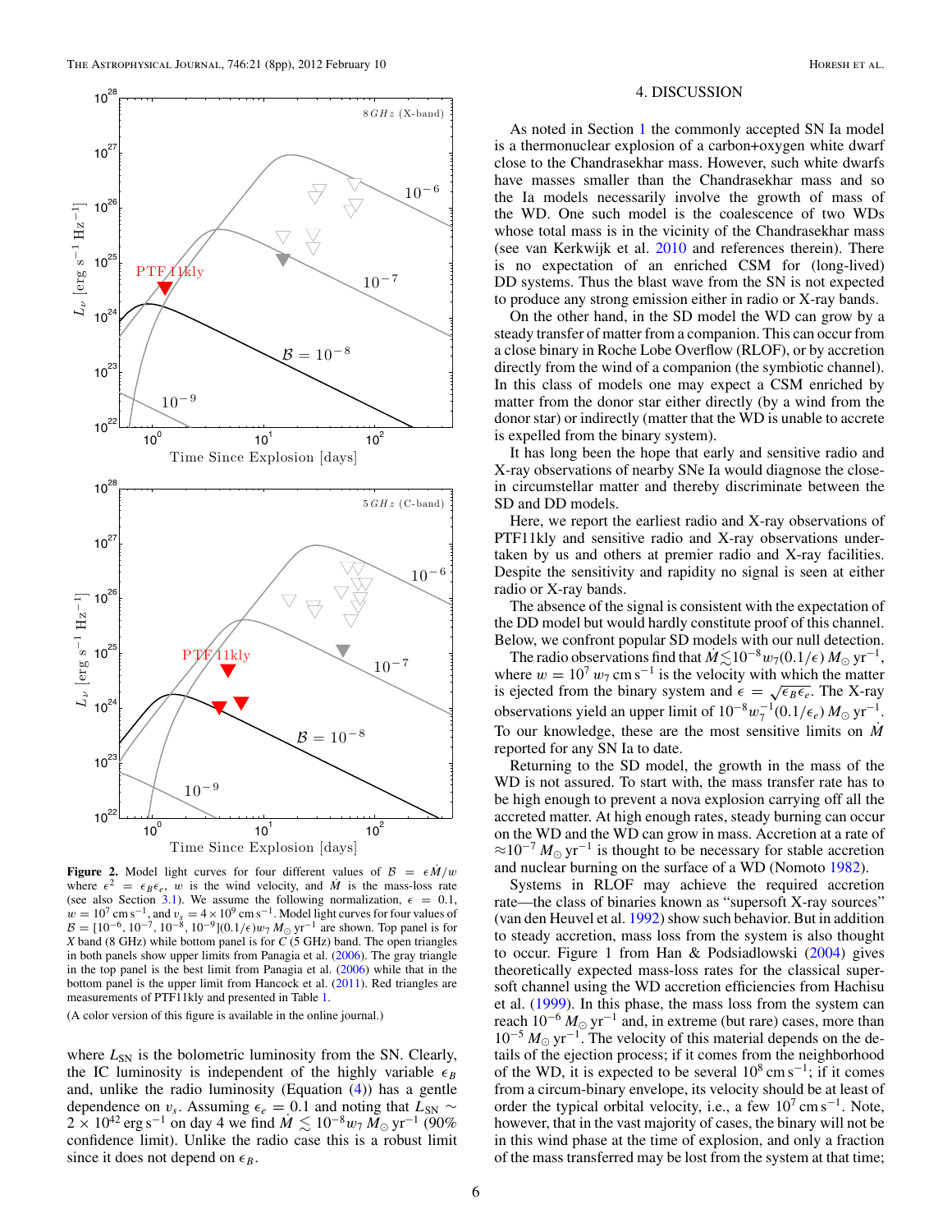**Figure 2.** Model light curves for four different values of $\mathcal{B} = \epsilon \dot{M}/w$ where $\epsilon^2 = \epsilon_B \epsilon_e$, $w$ is the wind velocity, and $\dot{M}$ is the mass-loss rate (see also Section 3.1). We assume the following normalization, $\epsilon = 0.1$, $w = 10^7$ cm s$^{-1}$, and $v_s = 4 \times 10^9$ cm s$^{-1}$. Model light curves for four values of $\mathcal{B} = [10^{-6}, 10^{-7}, 10^{-8}, 10^{-9}](0.1/\epsilon)w_7 \, M_\odot \, \mathrm{yr}^{-1}$ are shown. Top panel is for $X$ band (8 GHz) while bottom panel is for $C$ (5 GHz) band. The open triangles in both panels show upper limits from Panagia et al. (2006). The gray triangle in the top panel is the best limit from Panagia et al. (2006) while that in the bottom panel is the upper limit from Hancock et al. (2011). Red triangles are measurements of PTF11kly and presented in Table 1.

(A color version of this figure is available in the online journal.)

where $L_{\mathrm{SN}}$ is the bolometric luminosity from the SN. Clearly, the IC luminosity is independent of the highly variable $\epsilon_B$ and, unlike the radio luminosity (Equation (4)) has a gentle dependence on $v_s$. Assuming $\epsilon_e = 0.1$ and noting that $L_{\mathrm{SN}} \sim 2 \times 10^{42}$ erg s$^{-1}$ on day 4 we find $\dot{M} \lesssim 10^{-8} w_7 \, M_\odot \, \mathrm{yr}^{-1}$ (90% confidence limit). Unlike the radio case this is a robust limit since it does not depend on $\epsilon_B$.

## 4. DISCUSSION

As noted in Section 1 the commonly accepted SN Ia model is a thermonuclear explosion of a carbon+oxygen white dwarf close to the Chandrasekhar mass. However, such white dwarfs have masses smaller than the Chandrasekhar mass and so the Ia models necessarily involve the growth of mass of the WD. One such model is the coalescence of two WDs whose total mass is in the vicinity of the Chandrasekhar mass (see van Kerkwijk et al. 2010 and references therein). There is no expectation of an enriched CSM for (long-lived) DD systems. Thus the blast wave from the SN is not expected to produce any strong emission either in radio or X-ray bands.

On the other hand, in the SD model the WD can grow by a steady transfer of matter from a companion. This can occur from a close binary in Roche Lobe Overflow (RLOF), or by accretion directly from the wind of a companion (the symbiotic channel). In this class of models one may expect a CSM enriched by matter from the donor star either directly (by a wind from the donor star) or indirectly (matter that the WD is unable to accrete is expelled from the binary system).

It has long been the hope that early and sensitive radio and X-ray observations of nearby SNe Ia would diagnose the close-in circumstellar matter and thereby discriminate between the SD and DD models.

Here, we report the earliest radio and X-ray observations of PTF11kly and sensitive radio and X-ray observations undertaken by us and others at premier radio and X-ray facilities. Despite the sensitivity and rapidity no signal is seen at either radio or X-ray bands.

The absence of the signal is consistent with the expectation of the DD model but would hardly constitute proof of this channel. Below, we confront popular SD models with our null detection.

The radio observations find that $\dot{M} \lesssim 10^{-8} w_7 (0.1/\epsilon) \, M_\odot \, \mathrm{yr}^{-1}$, where $w = 10^7 \, w_7$ cm s$^{-1}$ is the velocity with which the matter is ejected from the binary system and $\epsilon = \sqrt{\epsilon_B \epsilon_e}$. The X-ray observations yield an upper limit of $10^{-8} w_7^{-1} (0.1/\epsilon_e) \, M_\odot \, \mathrm{yr}^{-1}$. To our knowledge, these are the most sensitive limits on $\dot{M}$ reported for any SN Ia to date.

Returning to the SD model, the growth in the mass of the WD is not assured. To start with, the mass transfer rate has to be high enough to prevent a nova explosion carrying off all the accreted matter. At high enough rates, steady burning can occur on the WD and the WD can grow in mass. Accretion at a rate of $\approx 10^{-7} \, M_\odot \, \mathrm{yr}^{-1}$ is thought to be necessary for stable accretion and nuclear burning on the surface of a WD (Nomoto 1982).

Systems in RLOF may achieve the required accretion rate—the class of binaries known as "supersoft X-ray sources" (van den Heuvel et al. 1992) show such behavior. But in addition to steady accretion, mass loss from the system is also thought to occur. Figure 1 from Han & Podsiadlowski (2004) gives theoretically expected mass-loss rates for the classical supersoft channel using the WD accretion efficiencies from Hachisu et al. (1999). In this phase, the mass loss from the system can reach $10^{-6} \, M_\odot \, \mathrm{yr}^{-1}$ and, in extreme (but rare) cases, more than $10^{-5} \, M_\odot \, \mathrm{yr}^{-1}$. The velocity of this material depends on the details of the ejection process; if it comes from the neighborhood of the WD, it is expected to be several $10^8$ cm s$^{-1}$; if it comes from a circum-binary envelope, its velocity should be at least of order the typical orbital velocity, i.e., a few $10^7$ cm s$^{-1}$. Note, however, that in the vast majority of cases, the binary will not be in this wind phase at the time of explosion, and only a fraction of the mass transferred may be lost from the system at that time;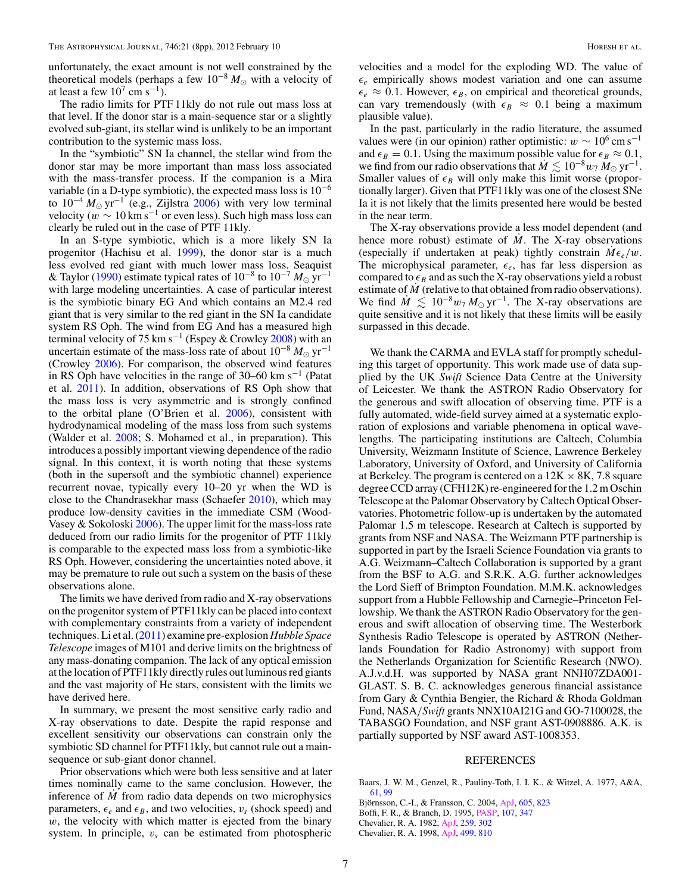unfortunately, the exact amount is not well constrained by the theoretical models (perhaps a few $10^{-8}\,M_\odot$ with a velocity of at least a few $10^7$ cm s$^{-1}$).

The radio limits for PTF 11kly do not rule out mass loss at that level. If the donor star is a main-sequence star or a slightly evolved sub-giant, its stellar wind is unlikely to be an important contribution to the systemic mass loss.

In the "symbiotic" SN Ia channel, the stellar wind from the donor star may be more important than mass loss associated with the mass-transfer process. If the companion is a Mira variable (in a D-type symbiotic), the expected mass loss is $10^{-6}$ to $10^{-4}\,M_\odot\,\mathrm{yr}^{-1}$ (e.g., Zijlstra 2006) with very low terminal velocity ($w \sim 10\,\mathrm{km\,s}^{-1}$ or even less). Such high mass loss can clearly be ruled out in the case of PTF 11kly.

In an S-type symbiotic, which is a more likely SN Ia progenitor (Hachisu et al. 1999), the donor star is a much less evolved red giant with much lower mass loss. Seaquist & Taylor (1990) estimate typical rates of $10^{-8}$ to $10^{-7}\,M_\odot\,\mathrm{yr}^{-1}$ with large modeling uncertainties. A case of particular interest is the symbiotic binary EG And which contains an M2.4 red giant that is very similar to the red giant in the SN Ia candidate system RS Oph. The wind from EG And has a measured high terminal velocity of 75 km s$^{-1}$ (Espey & Crowley 2008) with an uncertain estimate of the mass-loss rate of about $10^{-8}\,M_\odot\,\mathrm{yr}^{-1}$ (Crowley 2006). For comparison, the observed wind features in RS Oph have velocities in the range of 30–60 km s$^{-1}$ (Patat et al. 2011). In addition, observations of RS Oph show that the mass loss is very asymmetric and is strongly confined to the orbital plane (O'Brien et al. 2006), consistent with hydrodynamical modeling of the mass loss from such systems (Walder et al. 2008; S. Mohamed et al., in preparation). This introduces a possibly important viewing dependence of the radio signal. In this context, it is worth noting that these systems (both in the supersoft and the symbiotic channel) experience recurrent novae, typically every 10–20 yr when the WD is close to the Chandrasekhar mass (Schaefer 2010), which may produce low-density cavities in the immediate CSM (Wood-Vasey & Sokoloski 2006). The upper limit for the mass-loss rate deduced from our radio limits for the progenitor of PTF 11kly is comparable to the expected mass loss from a symbiotic-like RS Oph. However, considering the uncertainties noted above, it may be premature to rule out such a system on the basis of these observations alone.

The limits we have derived from radio and X-ray observations on the progenitor system of PTF11kly can be placed into context with complementary constraints from a variety of independent techniques. Li et al. (2011) examine pre-explosion *Hubble Space Telescope* images of M101 and derive limits on the brightness of any mass-donating companion. The lack of any optical emission at the location of PTF11kly directly rules out luminous red giants and the vast majority of He stars, consistent with the limits we have derived here.

In summary, we present the most sensitive early radio and X-ray observations to date. Despite the rapid response and excellent sensitivity our observations can constrain only the symbiotic SD channel for PTF11kly, but cannot rule out a main-sequence or sub-giant donor channel.

Prior observations which were both less sensitive and at later times nominally came to the same conclusion. However, the inference of $\dot{M}$ from radio data depends on two microphysics parameters, $\epsilon_e$ and $\epsilon_B$, and two velocities, $v_s$ (shock speed) and $w$, the velocity with which matter is ejected from the binary system. In principle, $v_s$ can be estimated from photospheric velocities and a model for the exploding WD. The value of $\epsilon_e$ empirically shows modest variation and one can assume $\epsilon_e \approx 0.1$. However, $\epsilon_B$, on empirical and theoretical grounds, can vary tremendously (with $\epsilon_B \approx 0.1$ being a maximum plausible value).

In the past, particularly in the radio literature, the assumed values were (in our opinion) rather optimistic: $w \sim 10^6\,\mathrm{cm\,s}^{-1}$ and $\epsilon_B = 0.1$. Using the maximum possible value for $\epsilon_B \approx 0.1$, we find from our radio observations that $\dot{M} \lesssim 10^{-8} w_7\,M_\odot\,\mathrm{yr}^{-1}$. Smaller values of $\epsilon_B$ will only make this limit worse (proportionally larger). Given that PTF11kly was one of the closest SNe Ia it is not likely that the limits presented here would be bested in the near term.

The X-ray observations provide a less model dependent (and hence more robust) estimate of $\dot{M}$. The X-ray observations (especially if undertaken at peak) tightly constrain $\dot{M}\epsilon_e/w$. The microphysical parameter, $\epsilon_e$, has far less dispersion as compared to $\epsilon_B$ and as such the X-ray observations yield a robust estimate of $\dot{M}$ (relative to that obtained from radio observations). We find $\dot{M} \lesssim 10^{-8} w_7\,M_\odot\,\mathrm{yr}^{-1}$. The X-ray observations are quite sensitive and it is not likely that these limits will be easily surpassed in this decade.

We thank the CARMA and EVLA staff for promptly scheduling this target of opportunity. This work made use of data supplied by the UK *Swift* Science Data Centre at the University of Leicester. We thank the ASTRON Radio Observatory for the generous and swift allocation of observing time. PTF is a fully automated, wide-field survey aimed at a systematic exploration of explosions and variable phenomena in optical wavelengths. The participating institutions are Caltech, Columbia University, Weizmann Institute of Science, Lawrence Berkeley Laboratory, University of Oxford, and University of California at Berkeley. The program is centered on a 12K × 8K, 7.8 square degree CCD array (CFH12K) re-engineered for the 1.2 m Oschin Telescope at the Palomar Observatory by Caltech Optical Observatories. Photometric follow-up is undertaken by the automated Palomar 1.5 m telescope. Research at Caltech is supported by grants from NSF and NASA. The Weizmann PTF partnership is supported in part by the Israeli Science Foundation via grants to A.G. Weizmann–Caltech Collaboration is supported by a grant from the BSF to A.G. and S.R.K. A.G. further acknowledges the Lord Sieff of Brimpton Foundation. M.M.K. acknowledges support from a Hubble Fellowship and Carnegie–Princeton Fellowship. We thank the ASTRON Radio Observatory for the generous and swift allocation of observing time. The Westerbork Synthesis Radio Telescope is operated by ASTRON (Netherlands Foundation for Radio Astronomy) with support from the Netherlands Organization for Scientific Research (NWO). A.J.v.d.H. was supported by NASA grant NNH07ZDA001-GLAST. S. B. C. acknowledges generous financial assistance from Gary & Cynthia Bengier, the Richard & Rhoda Goldman Fund, NASA/*Swift* grants NNX10AI21G and GO-7100028, the TABASGO Foundation, and NSF grant AST-0908886. A.K. is partially supported by NSF award AST-1008353.

## REFERENCES

Baars, J. W. M., Genzel, R., Pauliny-Toth, I. I. K., & Witzel, A. 1977, A&A, 61, 99

Björnsson, C.-I., & Fransson, C. 2004, ApJ, 605, 823

Boffi, F. R., & Branch, D. 1995, PASP, 107, 347

Chevalier, R. A. 1982, ApJ, 259, 302

Chevalier, R. A. 1998, ApJ, 499, 810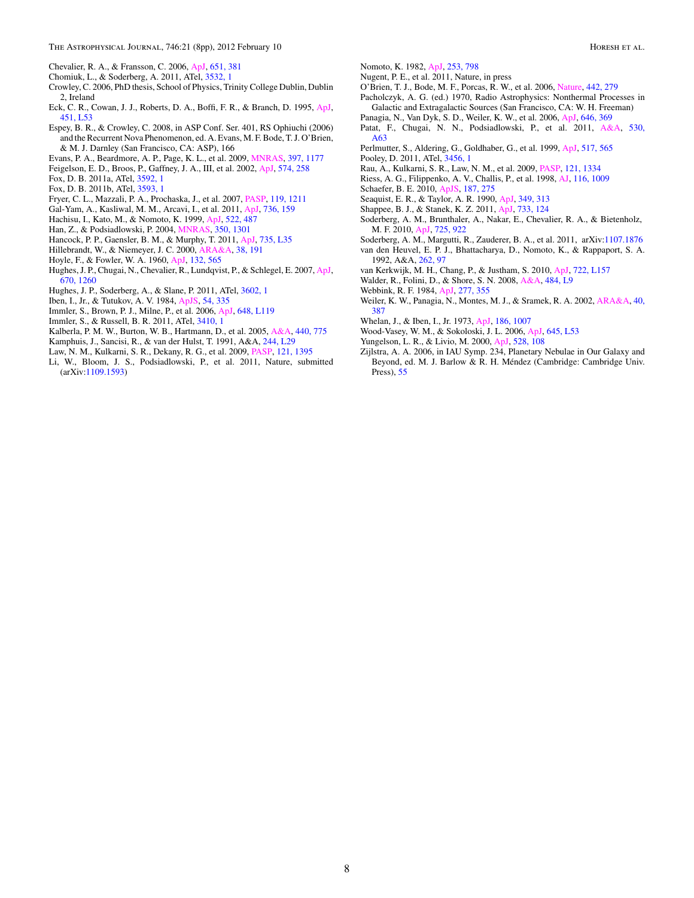Chevalier, R. A., & Fransson, C. 2006, ApJ, 651, 381
Chomiuk, L., & Soderberg, A. 2011, ATel, 3532, 1
Crowley, C. 2006, PhD thesis, School of Physics, Trinity College Dublin, Dublin 2, Ireland
Eck, C. R., Cowan, J. J., Roberts, D. A., Boffi, F. R., & Branch, D. 1995, ApJ, 451, L53
Espey, B. R., & Crowley, C. 2008, in ASP Conf. Ser. 401, RS Ophiuchi (2006) and the Recurrent Nova Phenomenon, ed. A. Evans, M. F. Bode, T. J. O'Brien, & M. J. Darnley (San Francisco, CA: ASP), 166
Evans, P. A., Beardmore, A. P., Page, K. L., et al. 2009, MNRAS, 397, 1177
Feigelson, E. D., Broos, P., Gaffney, J. A., III, et al. 2002, ApJ, 574, 258
Fox, D. B. 2011a, ATel, 3592, 1
Fox, D. B. 2011b, ATel, 3593, 1
Fryer, C. L., Mazzali, P. A., Prochaska, J., et al. 2007, PASP, 119, 1211
Gal-Yam, A., Kasliwal, M. M., Arcavi, I., et al. 2011, ApJ, 736, 159
Hachisu, I., Kato, M., & Nomoto, K. 1999, ApJ, 522, 487
Han, Z., & Podsiadlowski, P. 2004, MNRAS, 350, 1301
Hancock, P. P., Gaensler, B. M., & Murphy, T. 2011, ApJ, 735, L35
Hillebrandt, W., & Niemeyer, J. C. 2000, ARA&A, 38, 191
Hoyle, F., & Fowler, W. A. 1960, ApJ, 132, 565
Hughes, J. P., Chugai, N., Chevalier, R., Lundqvist, P., & Schlegel, E. 2007, ApJ, 670, 1260
Hughes, J. P., Soderberg, A., & Slane, P. 2011, ATel, 3602, 1
Iben, I., Jr., & Tutukov, A. V. 1984, ApJS, 54, 335
Immler, S., Brown, P. J., Milne, P., et al. 2006, ApJ, 648, L119
Immler, S., & Russell, B. R. 2011, ATel, 3410, 1
Kalberla, P. M. W., Burton, W. B., Hartmann, D., et al. 2005, A&A, 440, 775
Kamphuis, J., Sancisi, R., & van der Hulst, T. 1991, A&A, 244, L29
Law, N. M., Kulkarni, S. R., Dekany, R. G., et al. 2009, PASP, 121, 1395
Li, W., Bloom, J. S., Podsiadlowski, P., et al. 2011, Nature, submitted (arXiv:1109.1593)
Nomoto, K. 1982, ApJ, 253, 798
Nugent, P. E., et al. 2011, Nature, in press
O'Brien, T. J., Bode, M. F., Porcas, R. W., et al. 2006, Nature, 442, 279
Pacholczyk, A. G. (ed.) 1970, Radio Astrophysics: Nonthermal Processes in Galactic and Extragalactic Sources (San Francisco, CA: W. H. Freeman)
Panagia, N., Van Dyk, S. D., Weiler, K. W., et al. 2006, ApJ, 646, 369
Patat, F., Chugai, N. N., Podsiadlowski, P., et al. 2011, A&A, 530, A63
Perlmutter, S., Aldering, G., Goldhaber, G., et al. 1999, ApJ, 517, 565
Pooley, D. 2011, ATel, 3456, 1
Rau, A., Kulkarni, S. R., Law, N. M., et al. 2009, PASP, 121, 1334
Riess, A. G., Filippenko, A. V., Challis, P., et al. 1998, AJ, 116, 1009
Schaefer, B. E. 2010, ApJS, 187, 275
Seaquist, E. R., & Taylor, A. R. 1990, ApJ, 349, 313
Shappee, B. J., & Stanek, K. Z. 2011, ApJ, 733, 124
Soderberg, A. M., Brunthaler, A., Nakar, E., Chevalier, R. A., & Bietenholz, M. F. 2010, ApJ, 725, 922
Soderberg, A. M., Margutti, R., Zauderer, B. A., et al. 2011, arXiv:1107.1876
van den Heuvel, E. P. J., Bhattacharya, D., Nomoto, K., & Rappaport, S. A. 1992, A&A, 262, 97
van Kerkwijk, M. H., Chang, P., & Justham, S. 2010, ApJ, 722, L157
Walder, R., Folini, D., & Shore, S. N. 2008, A&A, 484, L9
Webbink, R. F. 1984, ApJ, 277, 355
Weiler, K. W., Panagia, N., Montes, M. J., & Sramek, R. A. 2002, ARA&A, 40, 387
Whelan, J., & Iben, I., Jr. 1973, ApJ, 186, 1007
Wood-Vasey, W. M., & Sokoloski, J. L. 2006, ApJ, 645, L53
Yungelson, L. R., & Livio, M. 2000, ApJ, 528, 108
Zijlstra, A. A. 2006, in IAU Symp. 234, Planetary Nebulae in Our Galaxy and Beyond, ed. M. J. Barlow & R. H. Méndez (Cambridge: Cambridge Univ. Press), 55